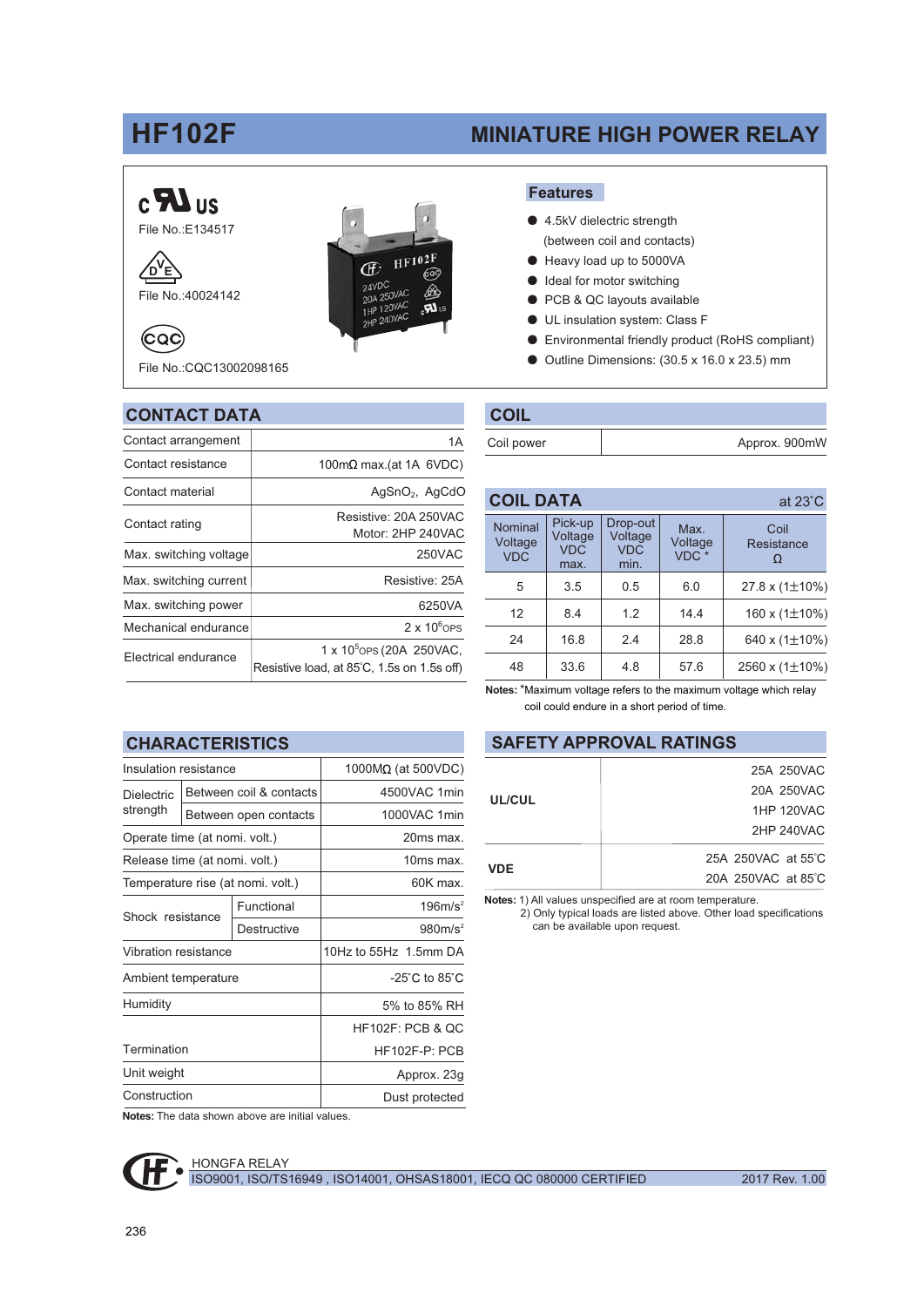# HF102F

## MINIATURE HIGH POWER RELAY

c UL us
File No.:E134517

VDE
File No.:40024142

CQC
File No.:CQC13002098165

### Features

- 4.5kV dielectric strength (between coil and contacts)
- Heavy load up to 5000VA
- Ideal for motor switching
- PCB & QC layouts available
- UL insulation system: Class F
- Environmental friendly product (RoHS compliant)
- Outline Dimensions: (30.5 x 16.0 x 23.5) mm

## CONTACT DATA

| | |
|---|---|
| Contact arrangement | 1A |
| Contact resistance | 100mΩ max.(at 1A 6VDC) |
| Contact material | $AgSnO_2$, AgCdO |
| Contact rating | Resistive: 20A 250VAC<br>Motor: 2HP 240VAC |
| Max. switching voltage | 250VAC |
| Max. switching current | Resistive: 25A |
| Max. switching power | 6250VA |
| Mechanical endurance | $2 \times 10^6$OPS |
| Electrical endurance | $1 \times 10^5$OPS (20A 250VAC, Resistive load, at 85°C, 1.5s on 1.5s off) |

## COIL

| | |
|---|---|
| Coil power | Approx. 900mW |

## COIL DATA

at 23°C

| Nominal Voltage VDC | Pick-up Voltage VDC max. | Drop-out Voltage VDC min. | Max. Voltage VDC * | Coil Resistance Ω |
|---|---|---|---|---|
| 5 | 3.5 | 0.5 | 6.0 | 27.8 x (1±10%) |
| 12 | 8.4 | 1.2 | 14.4 | 160 x (1±10%) |
| 24 | 16.8 | 2.4 | 28.8 | 640 x (1±10%) |
| 48 | 33.6 | 4.8 | 57.6 | 2560 x (1±10%) |

**Notes:** *Maximum voltage refers to the maximum voltage which relay coil could endure in a short period of time.

## CHARACTERISTICS

| | | |
|---|---|---|
| Insulation resistance | | 1000MΩ (at 500VDC) |
| Dielectric strength | Between coil & contacts | 4500VAC 1min |
| | Between open contacts | 1000VAC 1min |
| Operate time (at nomi. volt.) | | 20ms max. |
| Release time (at nomi. volt.) | | 10ms max. |
| Temperature rise (at nomi. volt.) | | 60K max. |
| Shock resistance | Functional | 196m/s² |
| | Destructive | 980m/s² |
| Vibration resistance | | 10Hz to 55Hz 1.5mm DA |
| Ambient temperature | | -25°C to 85°C |
| Humidity | | 5% to 85% RH |
| Termination | | HF102F: PCB & QC<br>HF102F-P: PCB |
| Unit weight | | Approx. 23g |
| Construction | | Dust protected |

**Notes:** The data shown above are initial values.

## SAFETY APPROVAL RATINGS

| | |
|---|---|
| UL/CUL | 25A 250VAC<br>20A 250VAC<br>1HP 120VAC<br>2HP 240VAC |
| VDE | 25A 250VAC at 55°C<br>20A 250VAC at 85°C |

**Notes:** 1) All values unspecified are at room temperature.
2) Only typical loads are listed above. Other load specifications can be available upon request.

HONGFA RELAY
ISO9001, ISO/TS16949 , ISO14001, OHSAS18001, IECQ QC 080000 CERTIFIED 2017 Rev. 1.00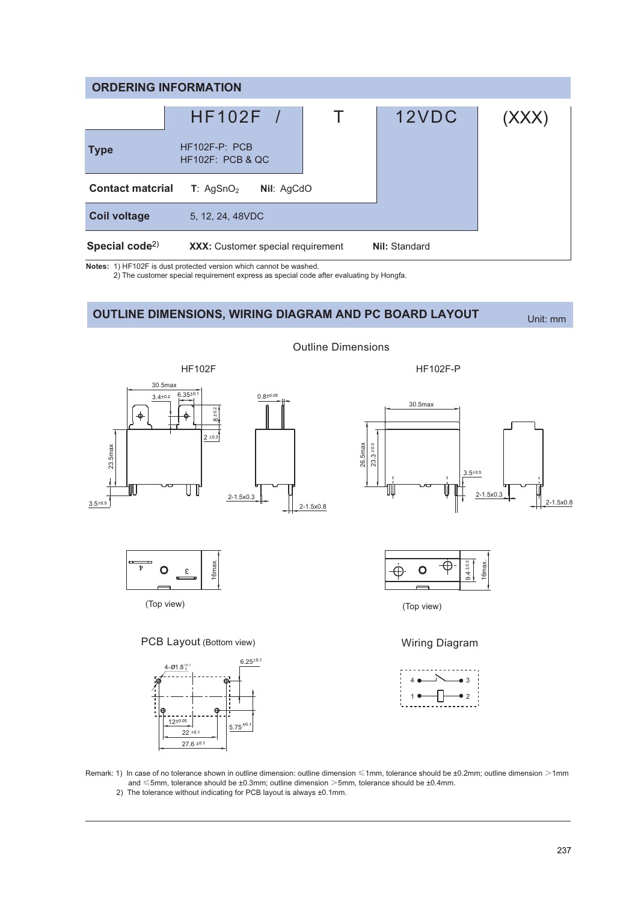## ORDERING INFORMATION

| | HF102F / | T | 12VDC | (XXX) |
|---|---|---|---|---|
| **Type** | HF102F-P: PCB<br>HF102F: PCB & QC | | | |
| **Contact matcrial** | **T**: $AgSnO_2$ **Nil**: AgCdO | | | |
| **Coil voltage** | 5, 12, 24, 48VDC | | | |
| **Special code**[2] | **XXX:** Customer special requirement | | **Nil:** Standard | |

**Notes:** 1) HF102F is dust protected version which cannot be washed.
2) The customer special requirement express as special code after evaluating by Hongfa.

## OUTLINE DIMENSIONS, WIRING DIAGRAM AND PC BOARD LAYOUT

Unit: mm

Outline Dimensions

HF102F

HF102F-P

(Top view)

(Top view)

PCB Layout (Bottom view)

Wiring Diagram

Remark: 1) In case of no tolerance shown in outline dimension: outline dimension ≤1mm, tolerance should be ±0.2mm; outline dimension >1mm and ≤5mm, tolerance should be ±0.3mm; outline dimension >5mm, tolerance should be ±0.4mm.
2) The tolerance without indicating for PCB layout is always ±0.1mm.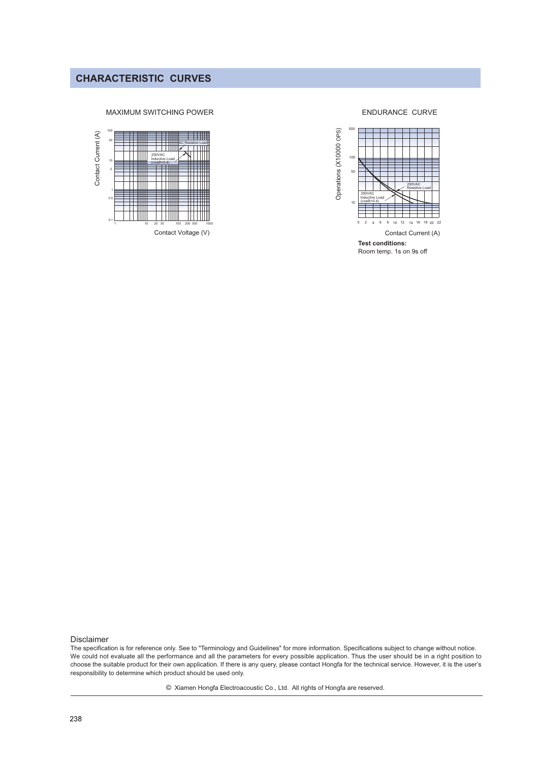## CHARACTERISTIC CURVES

MAXIMUM SWITCHING POWER

Contact Current (A)

100
50
10
5
1
0.5
0.1

AC Resistive Load

250VAC
Inductive Load
(cosØ=0.4)

1 10 20 30 100 200 300 1000

Contact Voltage (V)

ENDURANCE CURVE

Operations (X10000 OPS)

500
100
50
10

250VAC
Resistive Load

250VAC
Inductive Load
(cosØ=0.4)

0 2 4 6 8 10 12 14 16 18 20 22

Contact Current (A)

**Test conditions:**
Room temp. 1s on 9s off

Disclaimer

The specification is for reference only. See to "Terminology and Guidelines" for more information. Specifications subject to change without notice. We could not evaluate all the performance and all the parameters for every possible application. Thus the user should be in a right position to choose the suitable product for their own application. If there is any query, please contact Hongfa for the technical service. However, it is the user's responsibility to determine which product should be used only.

© Xiamen Hongfa Electroacoustic Co., Ltd. All rights of Hongfa are reserved.